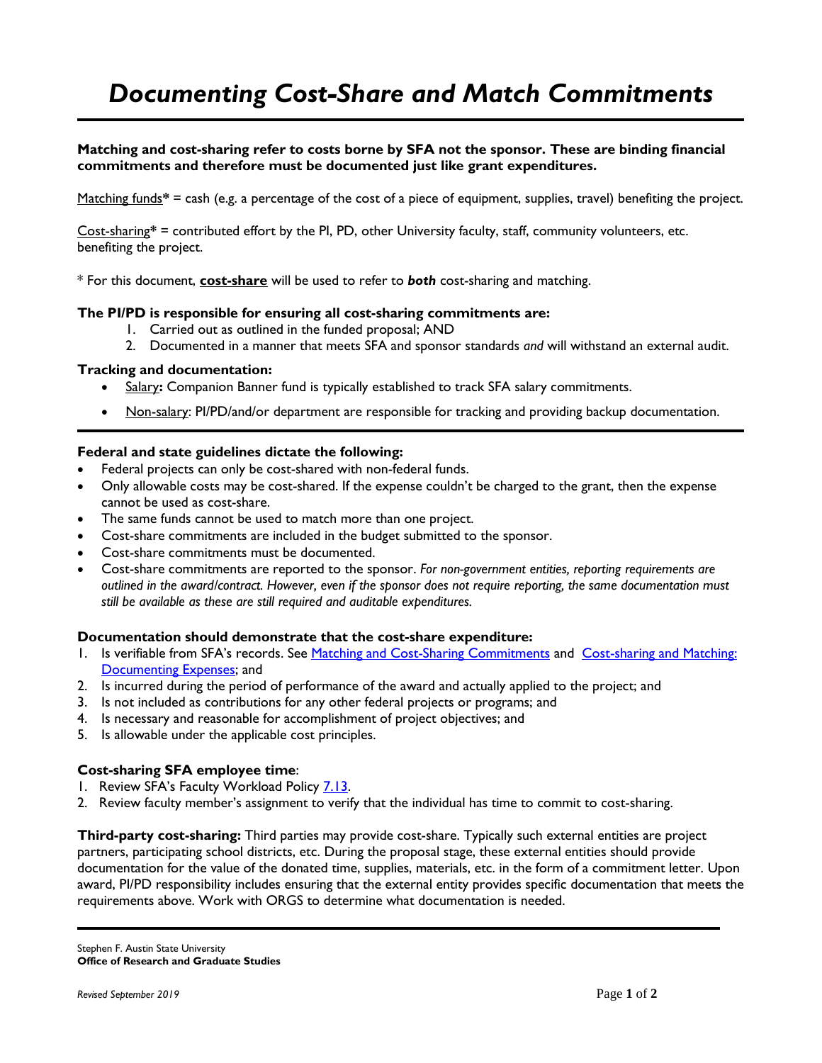# *Documenting Cost-Share and Match Commitments*

**Matching and cost-sharing refer to costs borne by SFA not the sponsor. These are binding financial commitments and therefore must be documented just like grant expenditures.**

Matching funds* = cash (e.g. a percentage of the cost of a piece of equipment, supplies, travel) benefiting the project.

Cost-sharing* = contributed effort by the PI, PD, other University faculty, staff, community volunteers, etc. benefiting the project.

* For this document, **cost-share** will be used to refer to ***both*** cost-sharing and matching.

**The PI/PD is responsible for ensuring all cost-sharing commitments are:**

1. Carried out as outlined in the funded proposal; AND
2. Documented in a manner that meets SFA and sponsor standards *and* will withstand an external audit.

**Tracking and documentation:**

- Salary**:** Companion Banner fund is typically established to track SFA salary commitments.
- Non-salary: PI/PD/and/or department are responsible for tracking and providing backup documentation.

---

**Federal and state guidelines dictate the following:**

- Federal projects can only be cost-shared with non-federal funds.
- Only allowable costs may be cost-shared. If the expense couldn't be charged to the grant, then the expense cannot be used as cost-share.
- The same funds cannot be used to match more than one project.
- Cost-share commitments are included in the budget submitted to the sponsor.
- Cost-share commitments must be documented.
- Cost-share commitments are reported to the sponsor. *For non-government entities, reporting requirements are outlined in the award/contract. However, even if the sponsor does not require reporting, the same documentation must still be available as these are still required and auditable expenditures.*

**Documentation should demonstrate that the cost-share expenditure:**

1. Is verifiable from SFA's records. See Matching and Cost-Sharing Commitments and Cost-sharing and Matching: Documenting Expenses; and
2. Is incurred during the period of performance of the award and actually applied to the project; and
3. Is not included as contributions for any other federal projects or programs; and
4. Is necessary and reasonable for accomplishment of project objectives; and
5. Is allowable under the applicable cost principles.

**Cost-sharing SFA employee time**:

1. Review SFA's Faculty Workload Policy 7.13.
2. Review faculty member's assignment to verify that the individual has time to commit to cost-sharing.

**Third-party cost-sharing:** Third parties may provide cost-share. Typically such external entities are project partners, participating school districts, etc. During the proposal stage, these external entities should provide documentation for the value of the donated time, supplies, materials, etc. in the form of a commitment letter. Upon award, PI/PD responsibility includes ensuring that the external entity provides specific documentation that meets the requirements above. Work with ORGS to determine what documentation is needed.

---

Stephen F. Austin State University
**Office of Research and Graduate Studies**

*Revised September 2019*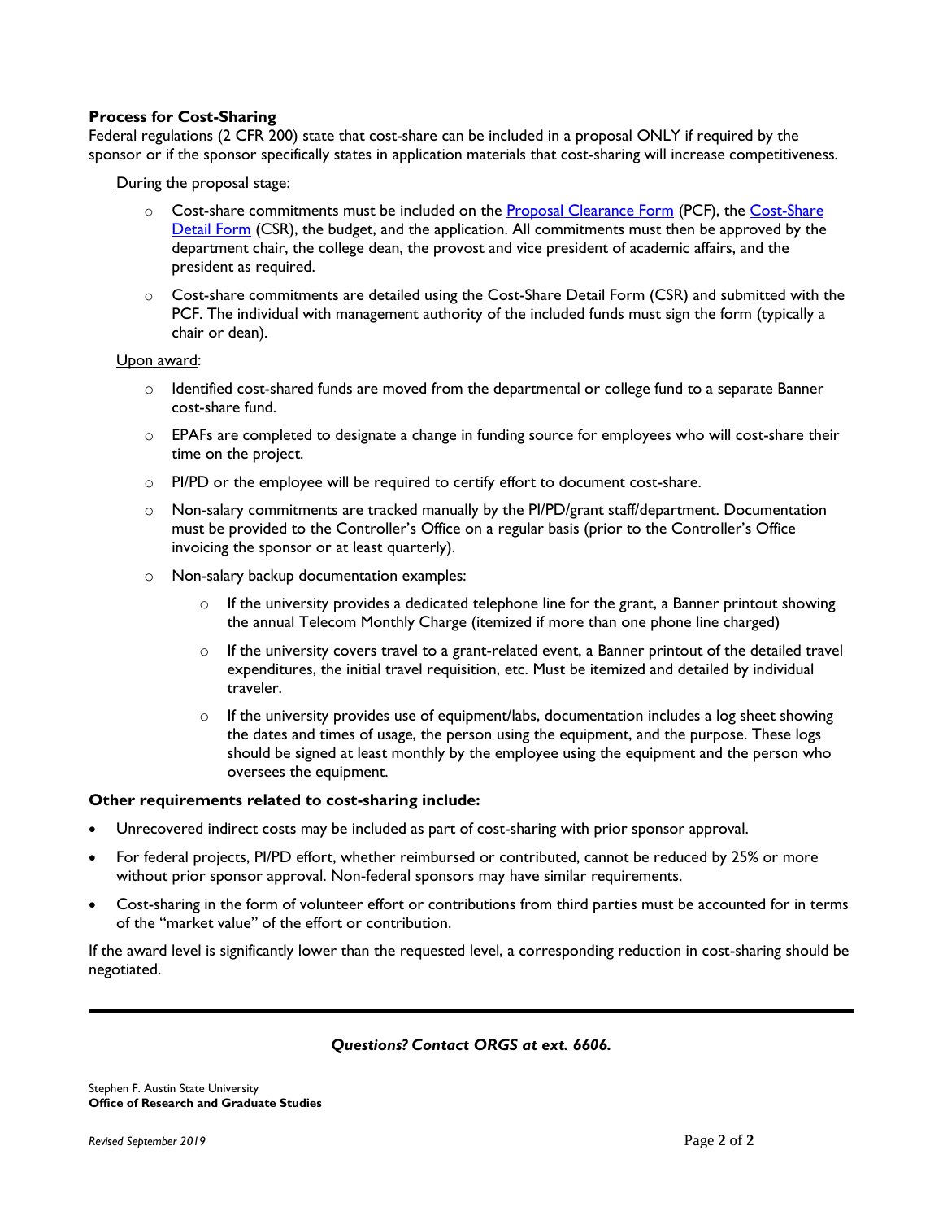**Process for Cost-Sharing**

Federal regulations (2 CFR 200) state that cost-share can be included in a proposal ONLY if required by the sponsor or if the sponsor specifically states in application materials that cost-sharing will increase competitiveness.

<u>During the proposal stage</u>:

- Cost-share commitments must be included on the [Proposal Clearance Form](#) (PCF), the [Cost-Share Detail Form](#) (CSR), the budget, and the application. All commitments must then be approved by the department chair, the college dean, the provost and vice president of academic affairs, and the president as required.
- Cost-share commitments are detailed using the Cost-Share Detail Form (CSR) and submitted with the PCF. The individual with management authority of the included funds must sign the form (typically a chair or dean).

<u>Upon award</u>:

- Identified cost-shared funds are moved from the departmental or college fund to a separate Banner cost-share fund.
- EPAFs are completed to designate a change in funding source for employees who will cost-share their time on the project.
- PI/PD or the employee will be required to certify effort to document cost-share.
- Non-salary commitments are tracked manually by the PI/PD/grant staff/department. Documentation must be provided to the Controller's Office on a regular basis (prior to the Controller's Office invoicing the sponsor or at least quarterly).
- Non-salary backup documentation examples:
  - If the university provides a dedicated telephone line for the grant, a Banner printout showing the annual Telecom Monthly Charge (itemized if more than one phone line charged)
  - If the university covers travel to a grant-related event, a Banner printout of the detailed travel expenditures, the initial travel requisition, etc. Must be itemized and detailed by individual traveler.
  - If the university provides use of equipment/labs, documentation includes a log sheet showing the dates and times of usage, the person using the equipment, and the purpose. These logs should be signed at least monthly by the employee using the equipment and the person who oversees the equipment.

**Other requirements related to cost-sharing include:**

- Unrecovered indirect costs may be included as part of cost-sharing with prior sponsor approval.
- For federal projects, PI/PD effort, whether reimbursed or contributed, cannot be reduced by 25% or more without prior sponsor approval. Non-federal sponsors may have similar requirements.
- Cost-sharing in the form of volunteer effort or contributions from third parties must be accounted for in terms of the "market value" of the effort or contribution.

If the award level is significantly lower than the requested level, a corresponding reduction in cost-sharing should be negotiated.

---

***Questions? Contact ORGS at ext. 6606.***

Stephen F. Austin State University
**Office of Research and Graduate Studies**

*Revised September 2019*